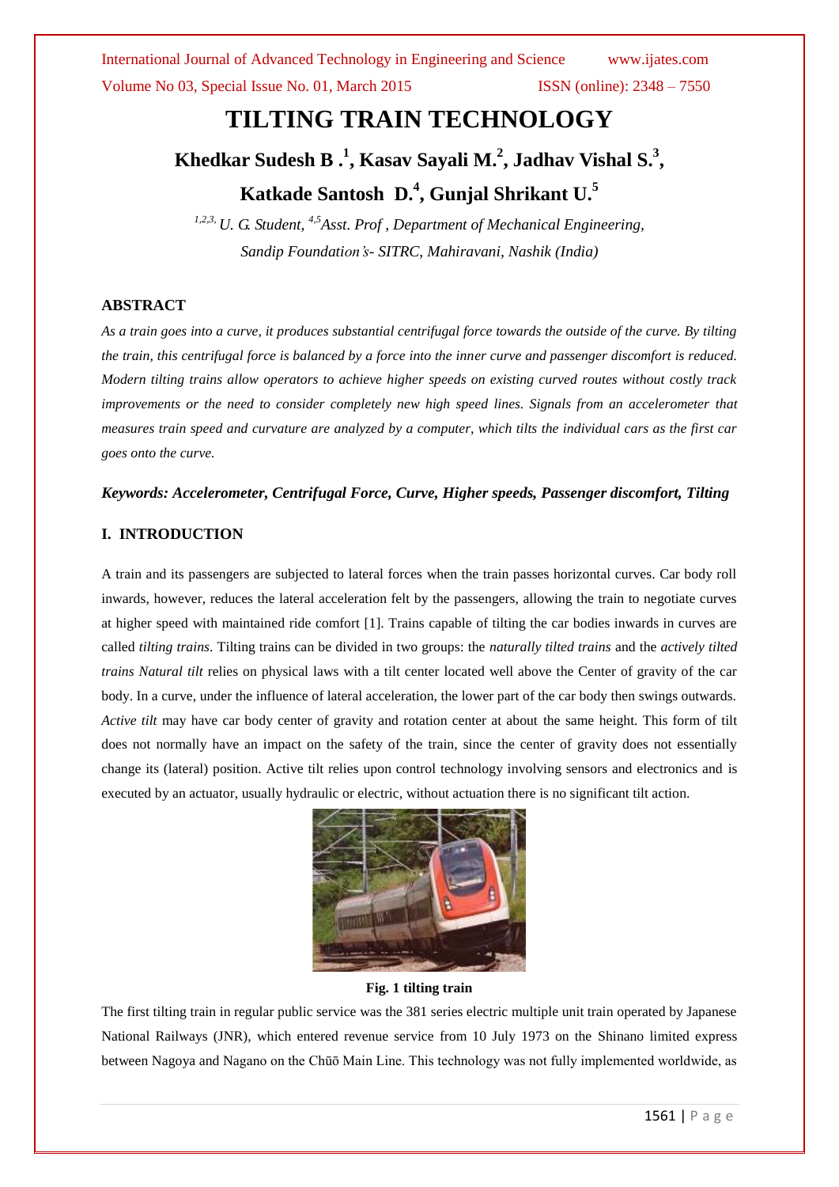# TILTING TRAIN TECHNOLOGY

## Khedkar Sudesh B .[1], Kasav Sayali M.[2], Jadhav Vishal S.[3], Katkade Santosh D.[4], Gunjal Shrikant U.[5]

*[1,2,3,] U. G. Student, [4,5]Asst. Prof , Department of Mechanical Engineering, Sandip Foundation's- SITRC, Mahiravani, Nashik (India)*

### ABSTRACT

*As a train goes into a curve, it produces substantial centrifugal force towards the outside of the curve. By tilting the train, this centrifugal force is balanced by a force into the inner curve and passenger discomfort is reduced. Modern tilting trains allow operators to achieve higher speeds on existing curved routes without costly track improvements or the need to consider completely new high speed lines. Signals from an accelerometer that measures train speed and curvature are analyzed by a computer, which tilts the individual cars as the first car goes onto the curve.*

***Keywords: Accelerometer, Centrifugal Force, Curve, Higher speeds, Passenger discomfort, Tilting***

### I. INTRODUCTION

A train and its passengers are subjected to lateral forces when the train passes horizontal curves. Car body roll inwards, however, reduces the lateral acceleration felt by the passengers, allowing the train to negotiate curves at higher speed with maintained ride comfort [1]. Trains capable of tilting the car bodies inwards in curves are called *tilting trains*. Tilting trains can be divided in two groups: the *naturally tilted trains* and the *actively tilted trains Natural tilt* relies on physical laws with a tilt center located well above the Center of gravity of the car body. In a curve, under the influence of lateral acceleration, the lower part of the car body then swings outwards. *Active tilt* may have car body center of gravity and rotation center at about the same height. This form of tilt does not normally have an impact on the safety of the train, since the center of gravity does not essentially change its (lateral) position. Active tilt relies upon control technology involving sensors and electronics and is executed by an actuator, usually hydraulic or electric, without actuation there is no significant tilt action.

**Fig. 1 tilting train**

The first tilting train in regular public service was the 381 series electric multiple unit train operated by Japanese National Railways (JNR), which entered revenue service from 10 July 1973 on the Shinano limited express between Nagoya and Nagano on the Chūō Main Line. This technology was not fully implemented worldwide, as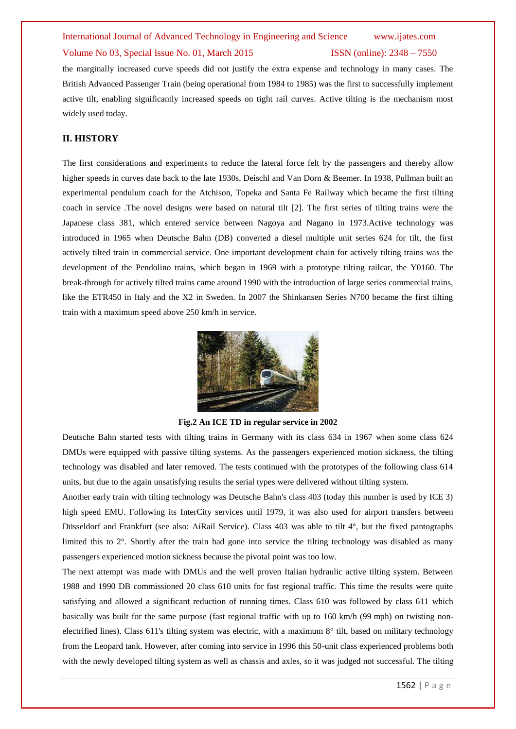the marginally increased curve speeds did not justify the extra expense and technology in many cases. The British Advanced Passenger Train (being operational from 1984 to 1985) was the first to successfully implement active tilt, enabling significantly increased speeds on tight rail curves. Active tilting is the mechanism most widely used today.

## II. HISTORY

The first considerations and experiments to reduce the lateral force felt by the passengers and thereby allow higher speeds in curves date back to the late 1930s, Deischl and Van Dorn & Beemer. In 1938, Pullman built an experimental pendulum coach for the Atchison, Topeka and Santa Fe Railway which became the first tilting coach in service .The novel designs were based on natural tilt [2]. The first series of tilting trains were the Japanese class 381, which entered service between Nagoya and Nagano in 1973.Active technology was introduced in 1965 when Deutsche Bahn (DB) converted a diesel multiple unit series 624 for tilt, the first actively tilted train in commercial service. One important development chain for actively tilting trains was the development of the Pendolino trains, which began in 1969 with a prototype tilting railcar, the Y0160. The break-through for actively tilted trains came around 1990 with the introduction of large series commercial trains, like the ETR450 in Italy and the X2 in Sweden. In 2007 the Shinkansen Series N700 became the first tilting train with a maximum speed above 250 km/h in service.

**Fig.2 An ICE TD in regular service in 2002**

Deutsche Bahn started tests with tilting trains in Germany with its class 634 in 1967 when some class 624 DMUs were equipped with passive tilting systems. As the passengers experienced motion sickness, the tilting technology was disabled and later removed. The tests continued with the prototypes of the following class 614 units, but due to the again unsatisfying results the serial types were delivered without tilting system.

Another early train with tilting technology was Deutsche Bahn's class 403 (today this number is used by ICE 3) high speed EMU. Following its InterCity services until 1979, it was also used for airport transfers between Düsseldorf and Frankfurt (see also: AiRail Service). Class 403 was able to tilt 4°, but the fixed pantographs limited this to 2°. Shortly after the train had gone into service the tilting technology was disabled as many passengers experienced motion sickness because the pivotal point was too low.

The next attempt was made with DMUs and the well proven Italian hydraulic active tilting system. Between 1988 and 1990 DB commissioned 20 class 610 units for fast regional traffic. This time the results were quite satisfying and allowed a significant reduction of running times. Class 610 was followed by class 611 which basically was built for the same purpose (fast regional traffic with up to 160 km/h (99 mph) on twisting non-electrified lines). Class 611's tilting system was electric, with a maximum 8° tilt, based on military technology from the Leopard tank. However, after coming into service in 1996 this 50-unit class experienced problems both with the newly developed tilting system as well as chassis and axles, so it was judged not successful. The tilting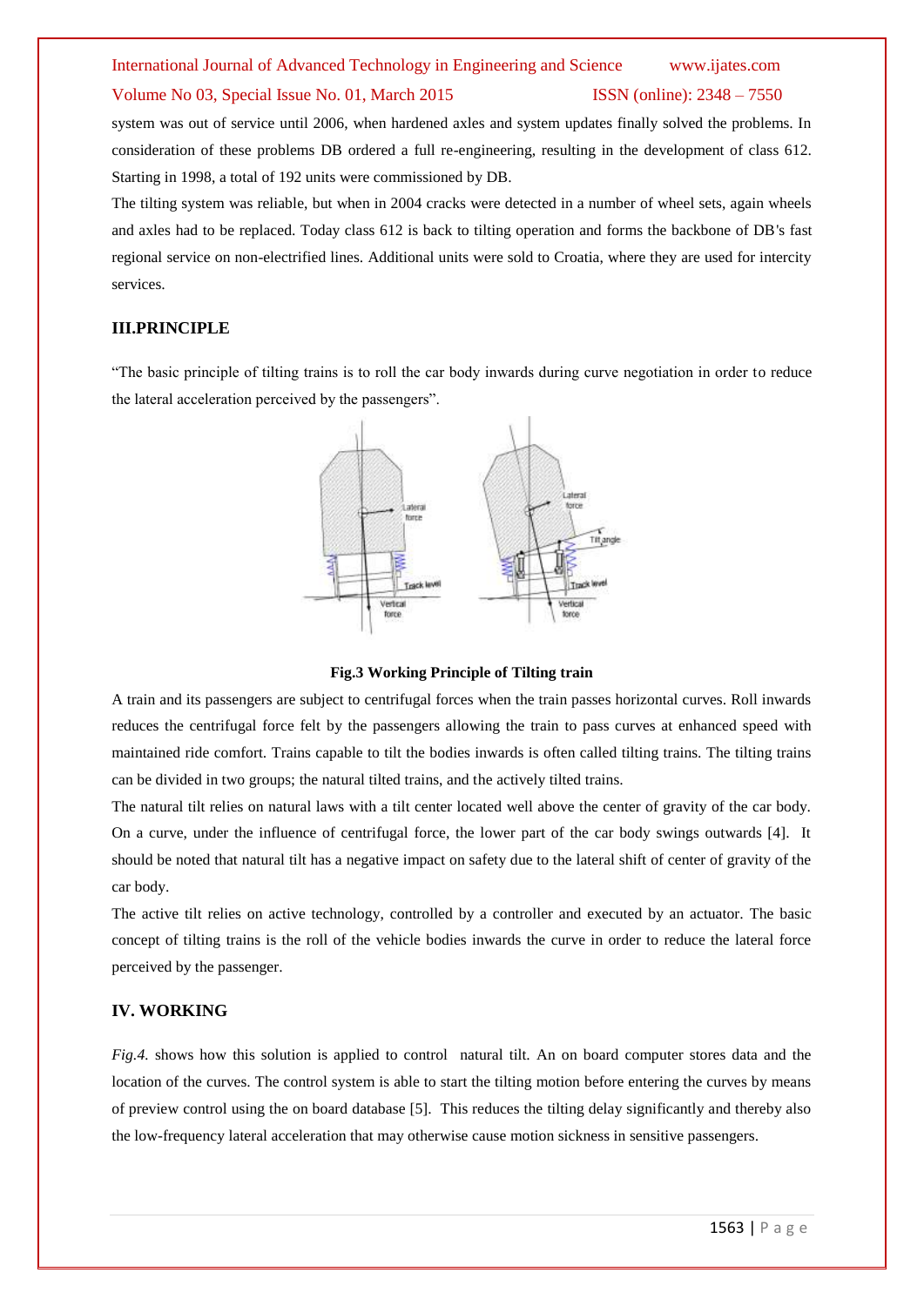system was out of service until 2006, when hardened axles and system updates finally solved the problems. In consideration of these problems DB ordered a full re-engineering, resulting in the development of class 612. Starting in 1998, a total of 192 units were commissioned by DB.

The tilting system was reliable, but when in 2004 cracks were detected in a number of wheel sets, again wheels and axles had to be replaced. Today class 612 is back to tilting operation and forms the backbone of DB's fast regional service on non-electrified lines. Additional units were sold to Croatia, where they are used for intercity services.

## III.PRINCIPLE

"The basic principle of tilting trains is to roll the car body inwards during curve negotiation in order to reduce the lateral acceleration perceived by the passengers".

**Fig.3 Working Principle of Tilting train**

A train and its passengers are subject to centrifugal forces when the train passes horizontal curves. Roll inwards reduces the centrifugal force felt by the passengers allowing the train to pass curves at enhanced speed with maintained ride comfort. Trains capable to tilt the bodies inwards is often called tilting trains. The tilting trains can be divided in two groups; the natural tilted trains, and the actively tilted trains.

The natural tilt relies on natural laws with a tilt center located well above the center of gravity of the car body. On a curve, under the influence of centrifugal force, the lower part of the car body swings outwards [4]. It should be noted that natural tilt has a negative impact on safety due to the lateral shift of center of gravity of the car body.

The active tilt relies on active technology, controlled by a controller and executed by an actuator. The basic concept of tilting trains is the roll of the vehicle bodies inwards the curve in order to reduce the lateral force perceived by the passenger.

## IV. WORKING

*Fig.4.* shows how this solution is applied to control natural tilt. An on board computer stores data and the location of the curves. The control system is able to start the tilting motion before entering the curves by means of preview control using the on board database [5]. This reduces the tilting delay significantly and thereby also the low-frequency lateral acceleration that may otherwise cause motion sickness in sensitive passengers.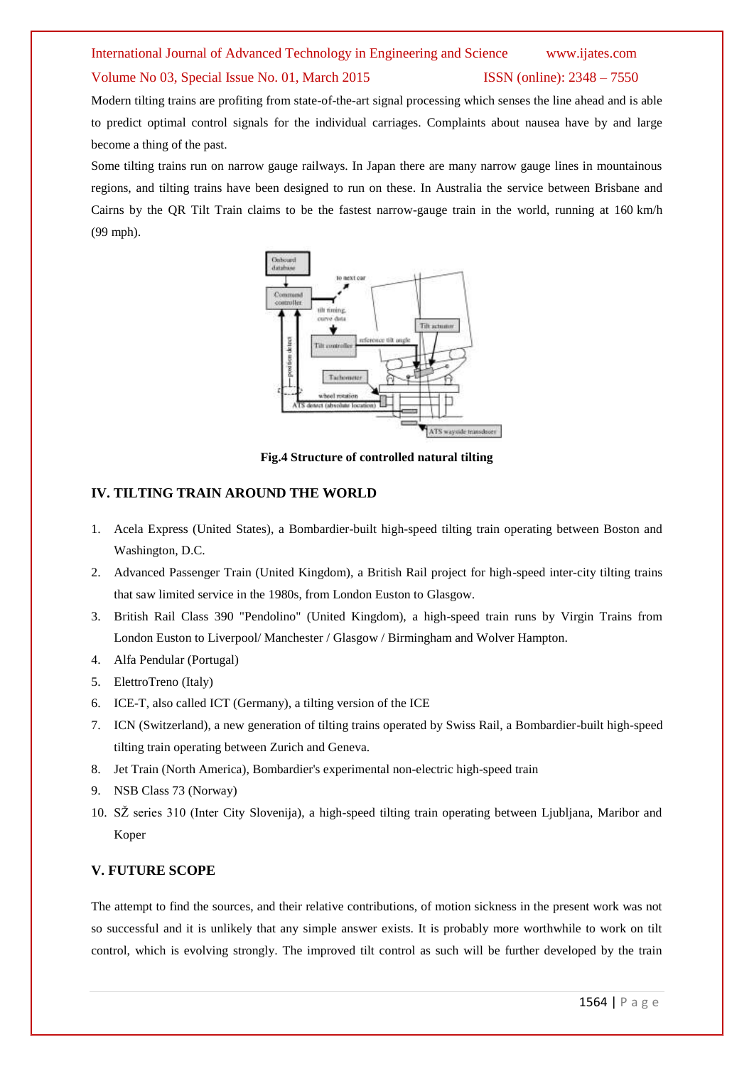Modern tilting trains are profiting from state-of-the-art signal processing which senses the line ahead and is able to predict optimal control signals for the individual carriages. Complaints about nausea have by and large become a thing of the past.

Some tilting trains run on narrow gauge railways. In Japan there are many narrow gauge lines in mountainous regions, and tilting trains have been designed to run on these. In Australia the service between Brisbane and Cairns by the QR Tilt Train claims to be the fastest narrow-gauge train in the world, running at 160 km/h (99 mph).

**Fig.4 Structure of controlled natural tilting**

## IV. TILTING TRAIN AROUND THE WORLD

1. Acela Express (United States), a Bombardier-built high-speed tilting train operating between Boston and Washington, D.C.
2. Advanced Passenger Train (United Kingdom), a British Rail project for high-speed inter-city tilting trains that saw limited service in the 1980s, from London Euston to Glasgow.
3. British Rail Class 390 "Pendolino" (United Kingdom), a high-speed train runs by Virgin Trains from London Euston to Liverpool/ Manchester / Glasgow / Birmingham and Wolver Hampton.
4. Alfa Pendular (Portugal)
5. ElettroTreno (Italy)
6. ICE-T, also called ICT (Germany), a tilting version of the ICE
7. ICN (Switzerland), a new generation of tilting trains operated by Swiss Rail, a Bombardier-built high-speed tilting train operating between Zurich and Geneva.
8. Jet Train (North America), Bombardier's experimental non-electric high-speed train
9. NSB Class 73 (Norway)
10. SŽ series 310 (Inter City Slovenija), a high-speed tilting train operating between Ljubljana, Maribor and Koper

## V. FUTURE SCOPE

The attempt to find the sources, and their relative contributions, of motion sickness in the present work was not so successful and it is unlikely that any simple answer exists. It is probably more worthwhile to work on tilt control, which is evolving strongly. The improved tilt control as such will be further developed by the train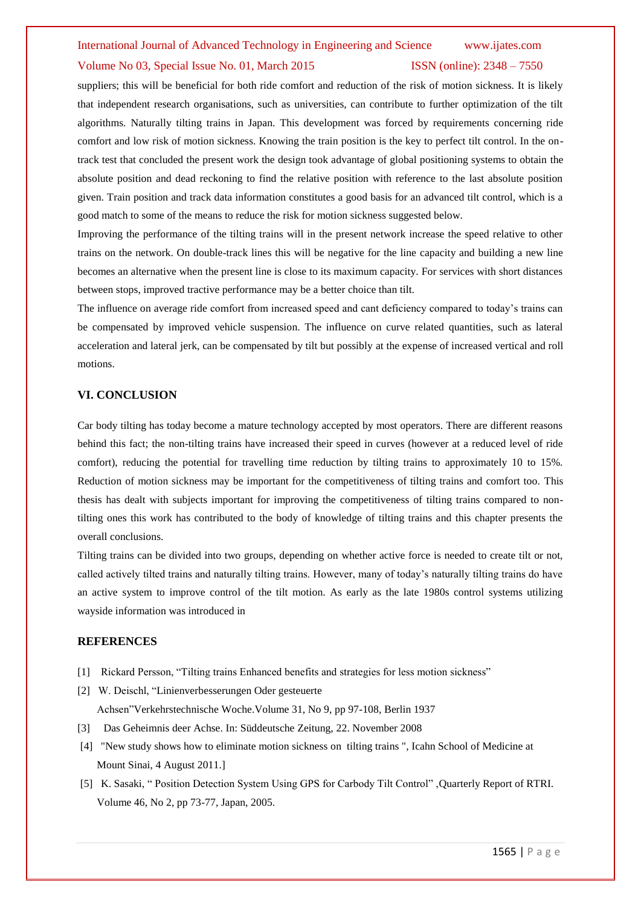suppliers; this will be beneficial for both ride comfort and reduction of the risk of motion sickness. It is likely that independent research organisations, such as universities, can contribute to further optimization of the tilt algorithms. Naturally tilting trains in Japan. This development was forced by requirements concerning ride comfort and low risk of motion sickness. Knowing the train position is the key to perfect tilt control. In the on-track test that concluded the present work the design took advantage of global positioning systems to obtain the absolute position and dead reckoning to find the relative position with reference to the last absolute position given. Train position and track data information constitutes a good basis for an advanced tilt control, which is a good match to some of the means to reduce the risk for motion sickness suggested below.

Improving the performance of the tilting trains will in the present network increase the speed relative to other trains on the network. On double-track lines this will be negative for the line capacity and building a new line becomes an alternative when the present line is close to its maximum capacity. For services with short distances between stops, improved tractive performance may be a better choice than tilt.

The influence on average ride comfort from increased speed and cant deficiency compared to today's trains can be compensated by improved vehicle suspension. The influence on curve related quantities, such as lateral acceleration and lateral jerk, can be compensated by tilt but possibly at the expense of increased vertical and roll motions.

## VI. CONCLUSION

Car body tilting has today become a mature technology accepted by most operators. There are different reasons behind this fact; the non-tilting trains have increased their speed in curves (however at a reduced level of ride comfort), reducing the potential for travelling time reduction by tilting trains to approximately 10 to 15%. Reduction of motion sickness may be important for the competitiveness of tilting trains and comfort too. This thesis has dealt with subjects important for improving the competitiveness of tilting trains compared to non-tilting ones this work has contributed to the body of knowledge of tilting trains and this chapter presents the overall conclusions.

Tilting trains can be divided into two groups, depending on whether active force is needed to create tilt or not, called actively tilted trains and naturally tilting trains. However, many of today's naturally tilting trains do have an active system to improve control of the tilt motion. As early as the late 1980s control systems utilizing wayside information was introduced in

## REFERENCES

[1] Rickard Persson, "Tilting trains Enhanced benefits and strategies for less motion sickness"

[2] W. Deischl, "Linienverbesserungen Oder gesteuerte Achsen"Verkehrstechnische Woche.Volume 31, No 9, pp 97-108, Berlin 1937

[3] Das Geheimnis deer Achse. In: Süddeutsche Zeitung, 22. November 2008

[4] "New study shows how to eliminate motion sickness on tilting trains ", Icahn School of Medicine at Mount Sinai, 4 August 2011.]

[5] K. Sasaki, " Position Detection System Using GPS for Carbody Tilt Control" ,Quarterly Report of RTRI. Volume 46, No 2, pp 73-77, Japan, 2005.